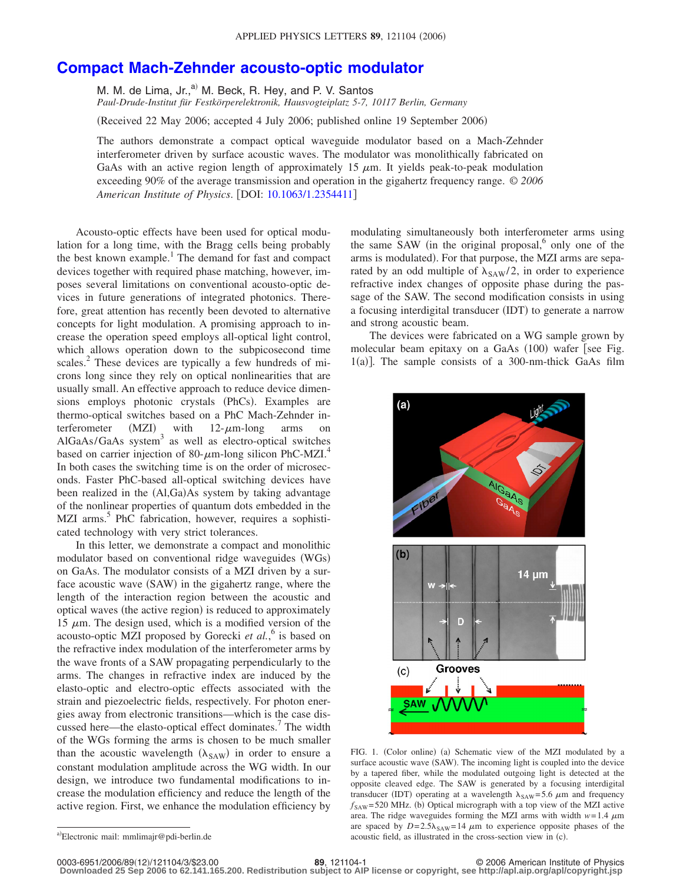# Compact Mach-Zehnder acousto-optic modulator

M. M. de Lima, Jr.,[a] M. Beck, R. Hey, and P. V. Santos

*Paul-Drude-Institut für Festkörperelektronik, Hausvogteiplatz 5-7, 10117 Berlin, Germany*

(Received 22 May 2006; accepted 4 July 2006; published online 19 September 2006)

The authors demonstrate a compact optical waveguide modulator based on a Mach-Zehnder interferometer driven by surface acoustic waves. The modulator was monolithically fabricated on GaAs with an active region length of approximately 15 $\mu$m. It yields peak-to-peak modulation exceeding 90% of the average transmission and operation in the gigahertz frequency range. *© 2006 American Institute of Physics.* [DOI: 10.1063/1.2354411]

Acousto-optic effects have been used for optical modulation for a long time, with the Bragg cells being probably the best known example.[1] The demand for fast and compact devices together with required phase matching, however, imposes several limitations on conventional acousto-optic devices in future generations of integrated photonics. Therefore, great attention has recently been devoted to alternative concepts for light modulation. A promising approach to increase the operation speed employs all-optical light control, which allows operation down to the subpicosecond time scales.[2] These devices are typically a few hundreds of microns long since they rely on optical nonlinearities that are usually small. An effective approach to reduce device dimensions employs photonic crystals (PhCs). Examples are thermo-optical switches based on a PhC Mach-Zehnder interferometer (MZI) with 12-$\mu$m-long arms on AlGaAs/GaAs system[3] as well as electro-optical switches based on carrier injection of 80-$\mu$m-long silicon PhC-MZI.[4] In both cases the switching time is on the order of microseconds. Faster PhC-based all-optical switching devices have been realized in the (Al,Ga)As system by taking advantage of the nonlinear properties of quantum dots embedded in the MZI arms.[5] PhC fabrication, however, requires a sophisticated technology with very strict tolerances.

In this letter, we demonstrate a compact and monolithic modulator based on conventional ridge waveguides (WGs) on GaAs. The modulator consists of a MZI driven by a surface acoustic wave (SAW) in the gigahertz range, where the length of the interaction region between the acoustic and optical waves (the active region) is reduced to approximately 15 $\mu$m. The design used, which is a modified version of the acousto-optic MZI proposed by Gorecki *et al.*,[6] is based on the refractive index modulation of the interferometer arms by the wave fronts of a SAW propagating perpendicularly to the arms. The changes in refractive index are induced by the elasto-optic and electro-optic effects associated with the strain and piezoelectric fields, respectively. For photon energies away from electronic transitions—which is the case discussed here—the elasto-optical effect dominates.[7] The width of the WGs forming the arms is chosen to be much smaller than the acoustic wavelength ($\lambda_{SAW}$) in order to ensure a constant modulation amplitude across the WG width. In our design, we introduce two fundamental modifications to increase the modulation efficiency and reduce the length of the active region. First, we enhance the modulation efficiency by modulating simultaneously both interferometer arms using the same SAW (in the original proposal,[6] only one of the arms is modulated). For that purpose, the MZI arms are separated by an odd multiple of $\lambda_{SAW}/2$, in order to experience refractive index changes of opposite phase during the passage of the SAW. The second modification consists in using a focusing interdigital transducer (IDT) to generate a narrow and strong acoustic beam.

The devices were fabricated on a WG sample grown by molecular beam epitaxy on a GaAs (100) wafer [see Fig. 1(a)]. The sample consists of a 300-nm-thick GaAs film

FIG. 1. (Color online) (a) Schematic view of the MZI modulated by a surface acoustic wave (SAW). The incoming light is coupled into the device by a tapered fiber, while the modulated outgoing light is detected at the opposite cleaved edge. The SAW is generated by a focusing interdigital transducer (IDT) operating at a wavelength $\lambda_{SAW}=5.6$ $\mu$m and frequency $f_{SAW}=520$ MHz. (b) Optical micrograph with a top view of the MZI active area. The ridge waveguides forming the MZI arms with width $w=1.4$ $\mu$m are spaced by $D=2.5\lambda_{SAW}=14$ $\mu$m to experience opposite phases of the acoustic field, as illustrated in the cross-section view in (c).

[a]Electronic mail: mmlimajr@pdi-berlin.de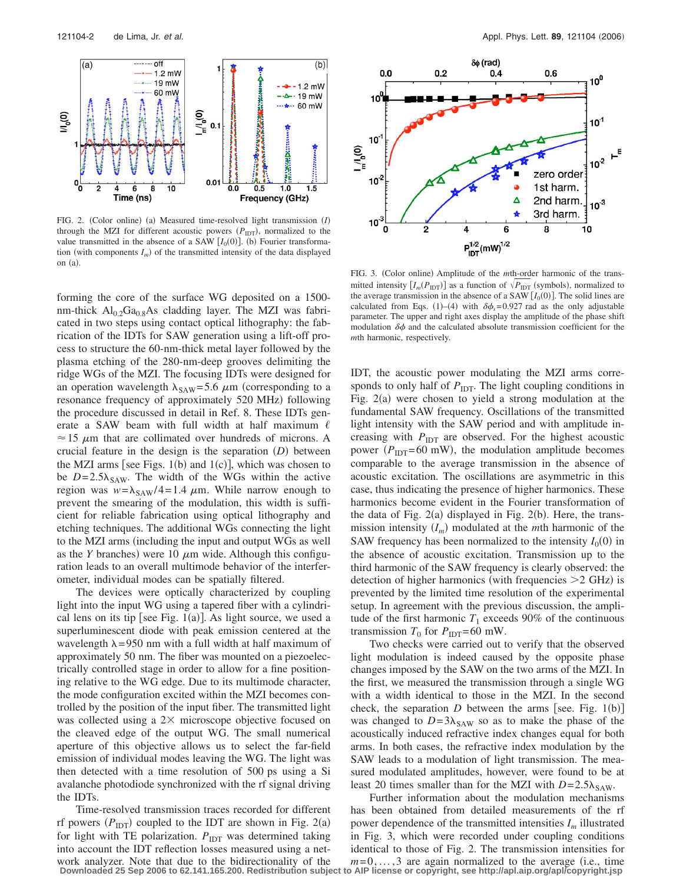FIG. 2. (Color online) (a) Measured time-resolved light transmission ($I$) through the MZI for different acoustic powers ($P_{IDT}$), normalized to the value transmitted in the absence of a SAW [$I_0(0)$]. (b) Fourier transformation (with components $I_m$) of the transmitted intensity of the data displayed on (a).

forming the core of the surface WG deposited on a 1500-nm-thick $Al_{0.2}Ga_{0.8}As$ cladding layer. The MZI was fabricated in two steps using contact optical lithography: the fabrication of the IDTs for SAW generation using a lift-off process to structure the 60-nm-thick metal layer followed by the plasma etching of the 280-nm-deep grooves delimiting the ridge WGs of the MZI. The focusing IDTs were designed for an operation wavelength $\lambda_{SAW}=5.6$ $\mu$m (corresponding to a resonance frequency of approximately 520 MHz) following the procedure discussed in detail in Ref. 8. These IDTs generate a SAW beam with full width at half maximum $\ell \approx 15$ $\mu$m that are collimated over hundreds of microns. A crucial feature in the design is the separation ($D$) between the MZI arms [see Figs. 1(b) and 1(c)], which was chosen to be $D=2.5\lambda_{SAW}$. The width of the WGs within the active region was $w=\lambda_{SAW}/4=1.4$ $\mu$m. While narrow enough to prevent the smearing of the modulation, this width is sufficient for reliable fabrication using optical lithography and etching techniques. The additional WGs connecting the light to the MZI arms (including the input and output WGs as well as the $Y$ branches) were 10 $\mu$m wide. Although this configuration leads to an overall multimode behavior of the interferometer, individual modes can be spatially filtered.

The devices were optically characterized by coupling light into the input WG using a tapered fiber with a cylindrical lens on its tip [see Fig. 1(a)]. As light source, we used a superluminescent diode with peak emission centered at the wavelength $\lambda=950$ nm with a full width at half maximum of approximately 50 nm. The fiber was mounted on a piezoelectrically controlled stage in order to allow for a fine positioning relative to the WG edge. Due to its multimode character, the mode configuration excited within the MZI becomes controlled by the position of the input fiber. The transmitted light was collected using a 2× microscope objective focused on the cleaved edge of the output WG. The small numerical aperture of this objective allows us to select the far-field emission of individual modes leaving the WG. The light was then detected with a time resolution of 500 ps using a Si avalanche photodiode synchronized with the rf signal driving the IDTs.

Time-resolved transmission traces recorded for different rf powers ($P_{IDT}$) coupled to the IDT are shown in Fig. 2(a) for light with TE polarization. $P_{IDT}$ was determined taking into account the IDT reflection losses measured using a network analyzer. Note that due to the bidirectionality of the IDT, the acoustic power modulating the MZI arms corresponds to only half of $P_{IDT}$. The light coupling conditions in Fig. 2(a) were chosen to yield a strong modulation at the fundamental SAW frequency. Oscillations of the transmitted light intensity with the SAW period and with amplitude increasing with $P_{IDT}$ are observed. For the highest acoustic power ($P_{IDT}=60$ mW), the modulation amplitude becomes comparable to the average transmission in the absence of acoustic excitation. The oscillations are asymmetric in this case, thus indicating the presence of higher harmonics. These harmonics become evident in the Fourier transformation of the data of Fig. 2(a) displayed in Fig. 2(b). Here, the transmission intensity ($I_m$) modulated at the $m$th harmonic of the SAW frequency has been normalized to the intensity $I_0(0)$ in the absence of acoustic excitation. Transmission up to the third harmonic of the SAW frequency is clearly observed: the detection of higher harmonics (with frequencies >2 GHz) is prevented by the limited time resolution of the experimental setup. In agreement with the previous discussion, the amplitude of the first harmonic $T_1$ exceeds 90% of the continuous transmission $T_0$ for $P_{IDT}=60$ mW.

Two checks were carried out to verify that the observed light modulation is indeed caused by the opposite phase changes imposed by the SAW on the two arms of the MZI. In the first, we measured the transmission through a single WG with a width identical to those in the MZI. In the second check, the separation $D$ between the arms [see. Fig. 1(b)] was changed to $D=3\lambda_{SAW}$ so as to make the phase of the acoustically induced refractive index changes equal for both arms. In both cases, the refractive index modulation by the SAW leads to a modulation of light transmission. The measured modulated amplitudes, however, were found to be at least 20 times smaller than for the MZI with $D=2.5\lambda_{SAW}$.

Further information about the modulation mechanisms has been obtained from detailed measurements of the rf power dependence of the transmitted intensities $I_m$ illustrated in Fig. 3, which were recorded under coupling conditions identical to those of Fig. 2. The transmission intensities for $m=0,\ldots,3$ are again normalized to the average (i.e., time

FIG. 3. (Color online) Amplitude of the $m$th-order harmonic of the transmitted intensity [$I_m(P_{IDT})$] as a function of $\sqrt{P_{IDT}}$ (symbols), normalized to the average transmission in the absence of a SAW [$I_0(0)$]. The solid lines are calculated from Eqs. (1)–(4) with $\delta\phi_s=0.927$ rad as the only adjustable parameter. The upper and right axes display the amplitude of the phase shift modulation $\delta\phi$ and the calculated absolute transmission coefficient for the $m$th harmonic, respectively.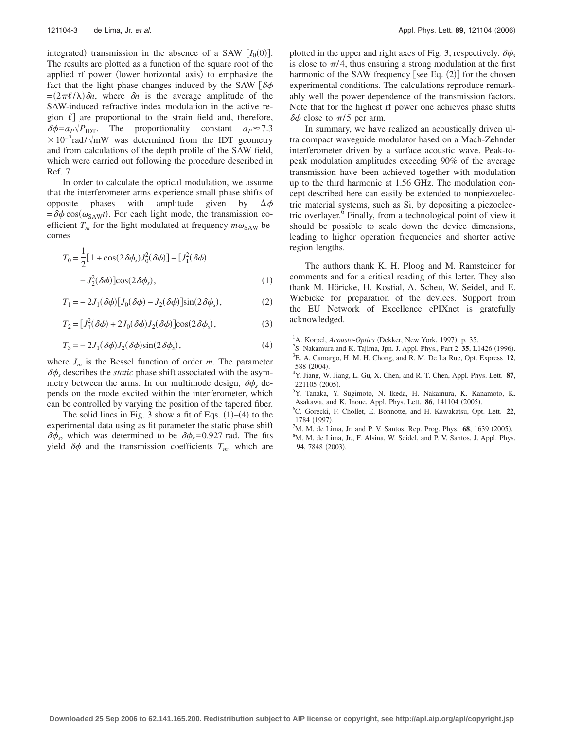integrated) transmission in the absence of a SAW $[I_0(0)]$. The results are plotted as a function of the square root of the applied rf power (lower horizontal axis) to emphasize the fact that the light phase changes induced by the SAW $[\delta\phi = (2\pi\ell/\lambda)\delta n$, where $\delta n$ is the average amplitude of the SAW-induced refractive index modulation in the active region $\ell]$ are proportional to the strain field and, therefore, $\delta\phi = a_P\sqrt{P_{\mathrm{IDT}}}$. The proportionality constant $a_P \approx 7.3 \times 10^{-2}\,\mathrm{rad}/\sqrt{\mathrm{mW}}$ was determined from the IDT geometry and from calculations of the depth profile of the SAW field, which were carried out following the procedure described in Ref. 7.

In order to calculate the optical modulation, we assume that the interferometer arms experience small phase shifts of opposite phases with amplitude given by $\Delta\phi = \delta\phi\cos(\omega_{\mathrm{SAW}}t)$. For each light mode, the transmission coefficient $T_m$ for the light modulated at frequency $m\omega_{\mathrm{SAW}}$ becomes

$$T_0 = \frac{1}{2}[1 + \cos(2\delta\phi_s)J_0^2(\delta\phi)] - [J_1^2(\delta\phi) - J_2^2(\delta\phi)]\cos(2\delta\phi_s), \quad (1)$$

$$T_1 = -2J_1(\delta\phi)[J_0(\delta\phi) - J_2(\delta\phi)]\sin(2\delta\phi_s), \quad (2)$$

$$T_2 = [J_1^2(\delta\phi) + 2J_0(\delta\phi)J_2(\delta\phi)]\cos(2\delta\phi_s), \quad (3)$$

$$T_3 = -2J_1(\delta\phi)J_2(\delta\phi)\sin(2\delta\phi_s), \quad (4)$$

where $J_m$ is the Bessel function of order $m$. The parameter $\delta\phi_s$ describes the *static* phase shift associated with the asymmetry between the arms. In our multimode design, $\delta\phi_s$ depends on the mode excited within the interferometer, which can be controlled by varying the position of the tapered fiber.

The solid lines in Fig. 3 show a fit of Eqs. (1)–(4) to the experimental data using as fit parameter the static phase shift $\delta\phi_s$, which was determined to be $\delta\phi_s = 0.927$ rad. The fits yield $\delta\phi$ and the transmission coefficients $T_m$, which are plotted in the upper and right axes of Fig. 3, respectively. $\delta\phi_s$ is close to $\pi/4$, thus ensuring a strong modulation at the first harmonic of the SAW frequency [see Eq. (2)] for the chosen experimental conditions. The calculations reproduce remarkably well the power dependence of the transmission factors. Note that for the highest rf power one achieves phase shifts $\delta\phi$ close to $\pi/5$ per arm.

In summary, we have realized an acoustically driven ultra compact waveguide modulator based on a Mach-Zehnder interferometer driven by a surface acoustic wave. Peak-to-peak modulation amplitudes exceeding 90% of the average transmission have been achieved together with modulation up to the third harmonic at 1.56 GHz. The modulation concept described here can easily be extended to nonpiezoelectric material systems, such as Si, by depositing a piezoelectric overlayer.[6] Finally, from a technological point of view it should be possible to scale down the device dimensions, leading to higher operation frequencies and shorter active region lengths.

The authors thank K. H. Ploog and M. Ramsteiner for comments and for a critical reading of this letter. They also thank M. Höricke, H. Kostial, A. Scheu, W. Seidel, and E. Wiebicke for preparation of the devices. Support from the EU Network of Excellence ePIXnet is gratefully acknowledged.

[1] A. Korpel, *Acousto-Optics* (Dekker, New York, 1997), p. 35.
[2] S. Nakamura and K. Tajima, Jpn. J. Appl. Phys., Part 2 **35**, L1426 (1996).
[3] E. A. Camargo, H. M. H. Chong, and R. M. De La Rue, Opt. Express **12**, 588 (2004).
[4] Y. Jiang, W. Jiang, L. Gu, X. Chen, and R. T. Chen, Appl. Phys. Lett. **87**, 221105 (2005).
[5] Y. Tanaka, Y. Sugimoto, N. Ikeda, H. Nakamura, K. Kanamoto, K. Asakawa, and K. Inoue, Appl. Phys. Lett. **86**, 141104 (2005).
[6] C. Gorecki, F. Chollet, E. Bonnotte, and H. Kawakatsu, Opt. Lett. **22**, 1784 (1997).
[7] M. M. de Lima, Jr. and P. V. Santos, Rep. Prog. Phys. **68**, 1639 (2005).
[8] M. M. de Lima, Jr., F. Alsina, W. Seidel, and P. V. Santos, J. Appl. Phys. **94**, 7848 (2003).